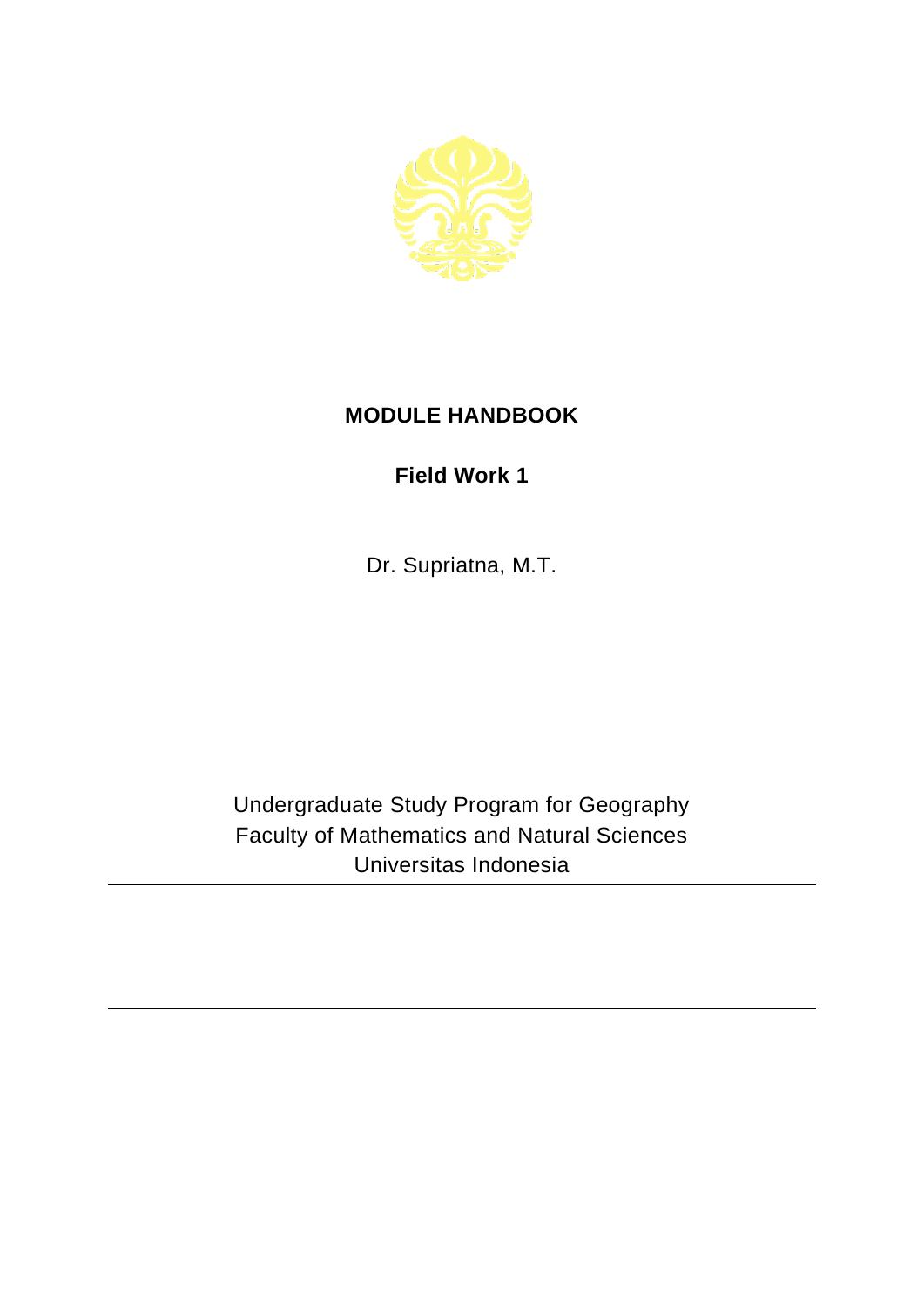# MODULE HANDBOOK

## Field Work 1

Dr. Supriatna, M.T.

Undergraduate Study Program for Geography
Faculty of Mathematics and Natural Sciences
Universitas Indonesia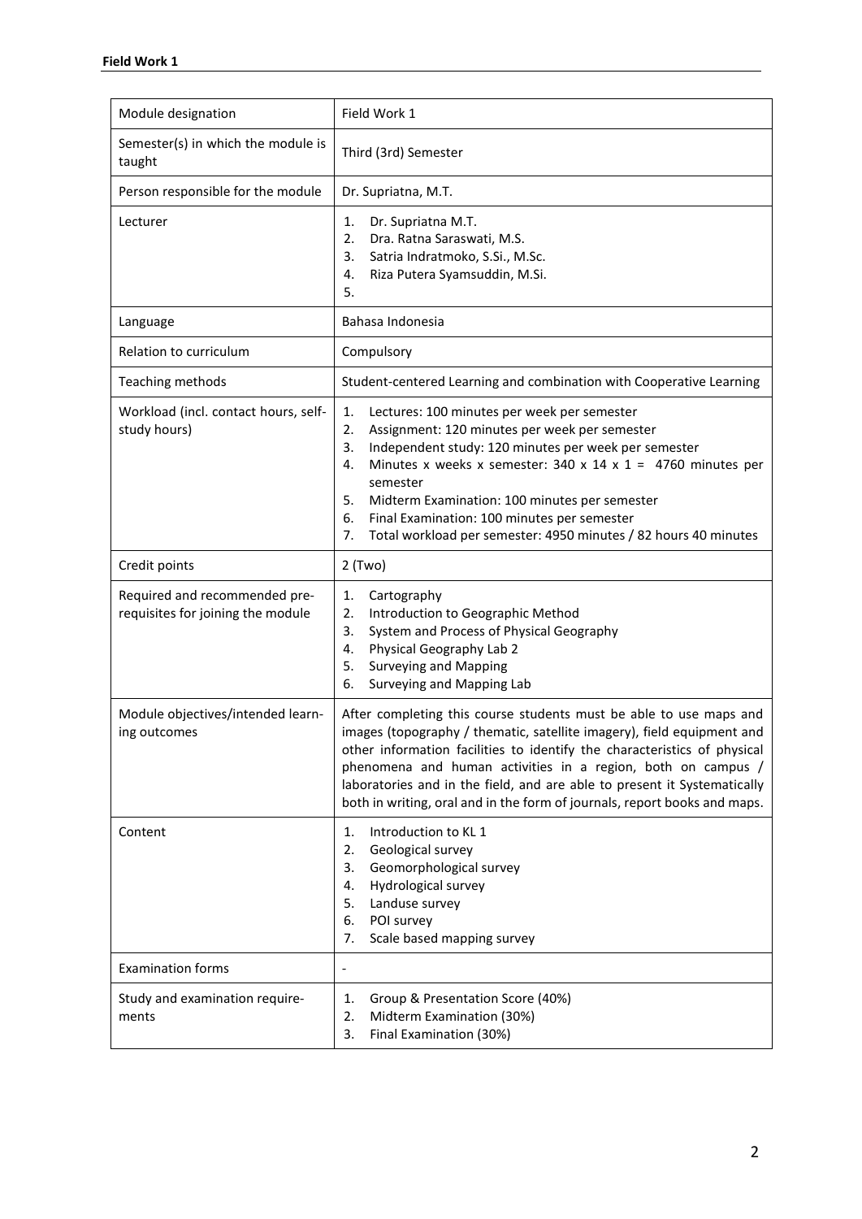| Module designation | Field Work 1 |
|---|---|
| Semester(s) in which the module is taught | Third (3rd) Semester |
| Person responsible for the module | Dr. Supriatna, M.T. |
| Lecturer | 1. Dr. Supriatna M.T.<br>2. Dra. Ratna Saraswati, M.S.<br>3. Satria Indratmoko, S.Si., M.Sc.<br>4. Riza Putera Syamsuddin, M.Si.<br>5. |
| Language | Bahasa Indonesia |
| Relation to curriculum | Compulsory |
| Teaching methods | Student-centered Learning and combination with Cooperative Learning |
| Workload (incl. contact hours, self-study hours) | 1. Lectures: 100 minutes per week per semester<br>2. Assignment: 120 minutes per week per semester<br>3. Independent study: 120 minutes per week per semester<br>4. Minutes x weeks x semester: 340 x 14 x 1 = 4760 minutes per semester<br>5. Midterm Examination: 100 minutes per semester<br>6. Final Examination: 100 minutes per semester<br>7. Total workload per semester: 4950 minutes / 82 hours 40 minutes |
| Credit points | 2 (Two) |
| Required and recommended pre-requisites for joining the module | 1. Cartography<br>2. Introduction to Geographic Method<br>3. System and Process of Physical Geography<br>4. Physical Geography Lab 2<br>5. Surveying and Mapping<br>6. Surveying and Mapping Lab |
| Module objectives/intended learning outcomes | After completing this course students must be able to use maps and images (topography / thematic, satellite imagery), field equipment and other information facilities to identify the characteristics of physical phenomena and human activities in a region, both on campus / laboratories and in the field, and are able to present it Systematically both in writing, oral and in the form of journals, report books and maps. |
| Content | 1. Introduction to KL 1<br>2. Geological survey<br>3. Geomorphological survey<br>4. Hydrological survey<br>5. Landuse survey<br>6. POI survey<br>7. Scale based mapping survey |
| Examination forms | - |
| Study and examination requirements | 1. Group & Presentation Score (40%)<br>2. Midterm Examination (30%)<br>3. Final Examination (30%) |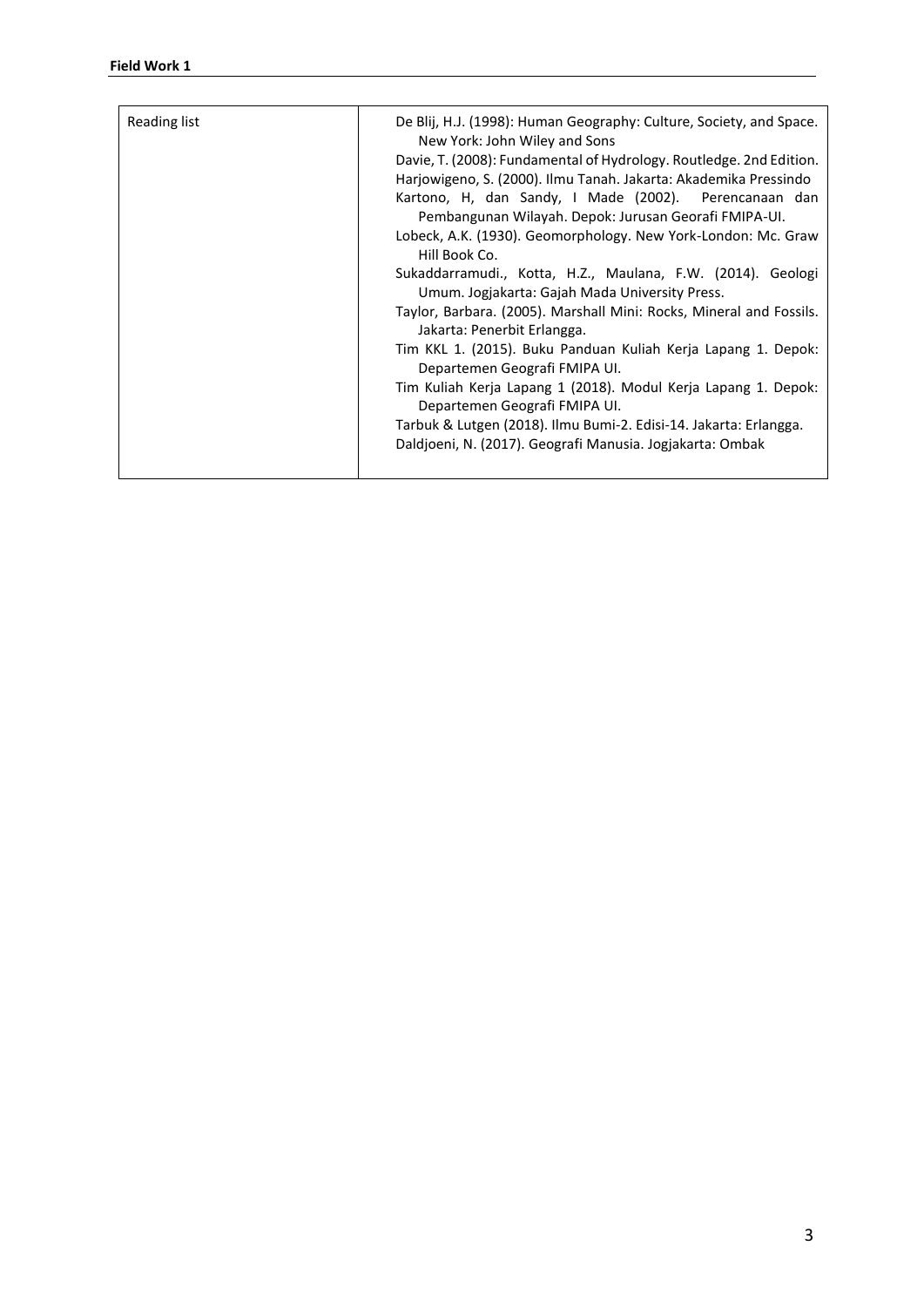| | |
|---|---|
| Reading list | De Blij, H.J. (1998): Human Geography: Culture, Society, and Space. New York: John Wiley and Sons<br>Davie, T. (2008): Fundamental of Hydrology. Routledge. 2nd Edition.<br>Harjowigeno, S. (2000). Ilmu Tanah. Jakarta: Akademika Pressindo<br>Kartono, H, dan Sandy, I Made (2002). Perencanaan dan Pembangunan Wilayah. Depok: Jurusan Georafi FMIPA-UI.<br>Lobeck, A.K. (1930). Geomorphology. New York-London: Mc. Graw Hill Book Co.<br>Sukaddarramudi., Kotta, H.Z., Maulana, F.W. (2014). Geologi Umum. Jogjakarta: Gajah Mada University Press.<br>Taylor, Barbara. (2005). Marshall Mini: Rocks, Mineral and Fossils. Jakarta: Penerbit Erlangga.<br>Tim KKL 1. (2015). Buku Panduan Kuliah Kerja Lapang 1. Depok: Departemen Geografi FMIPA UI.<br>Tim Kuliah Kerja Lapang 1 (2018). Modul Kerja Lapang 1. Depok: Departemen Geografi FMIPA UI.<br>Tarbuk & Lutgen (2018). Ilmu Bumi-2. Edisi-14. Jakarta: Erlangga.<br>Daldjoeni, N. (2017). Geografi Manusia. Jogjakarta: Ombak |